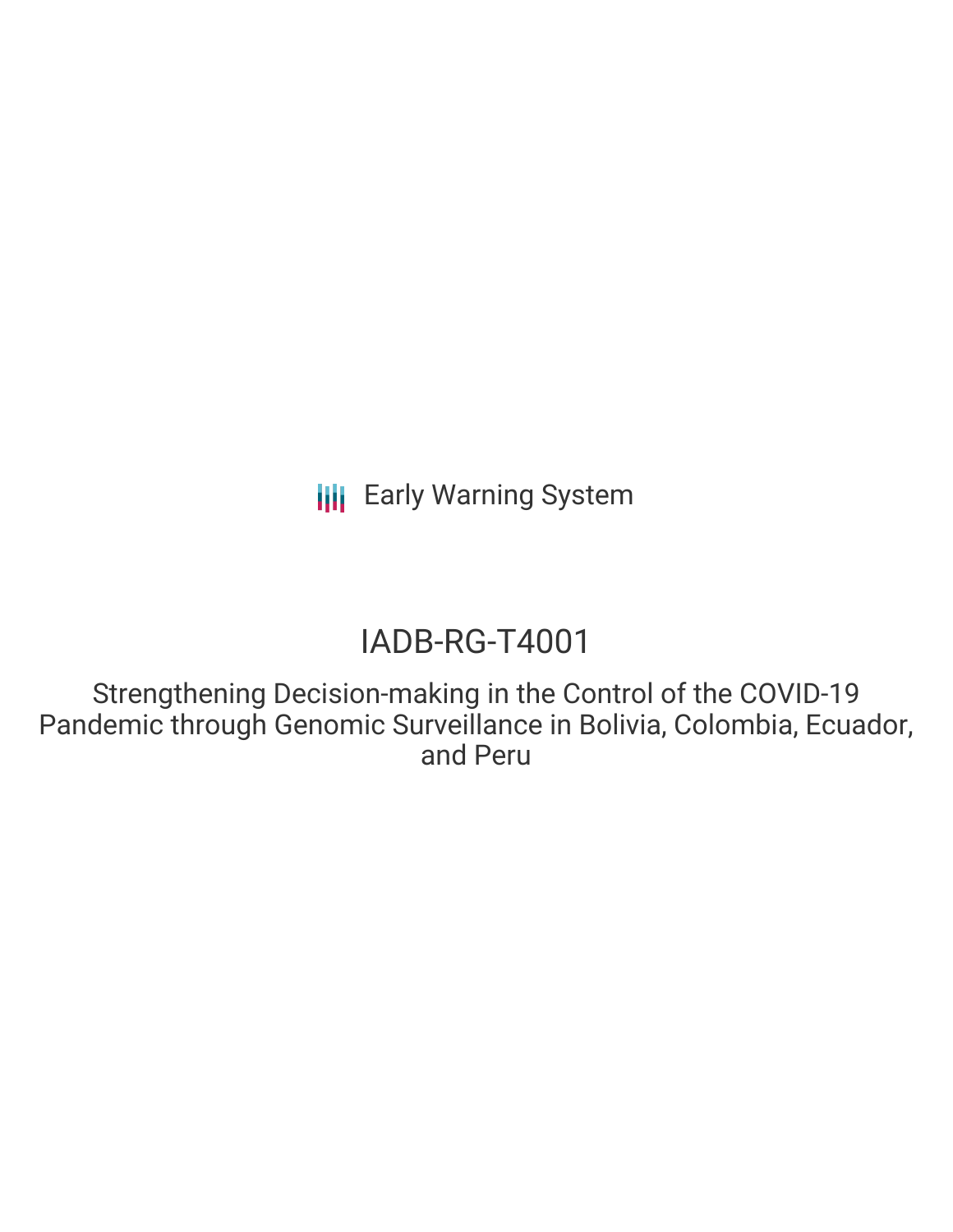Early Warning System

# IADB-RG-T4001

## Strengthening Decision-making in the Control of the COVID-19 Pandemic through Genomic Surveillance in Bolivia, Colombia, Ecuador, and Peru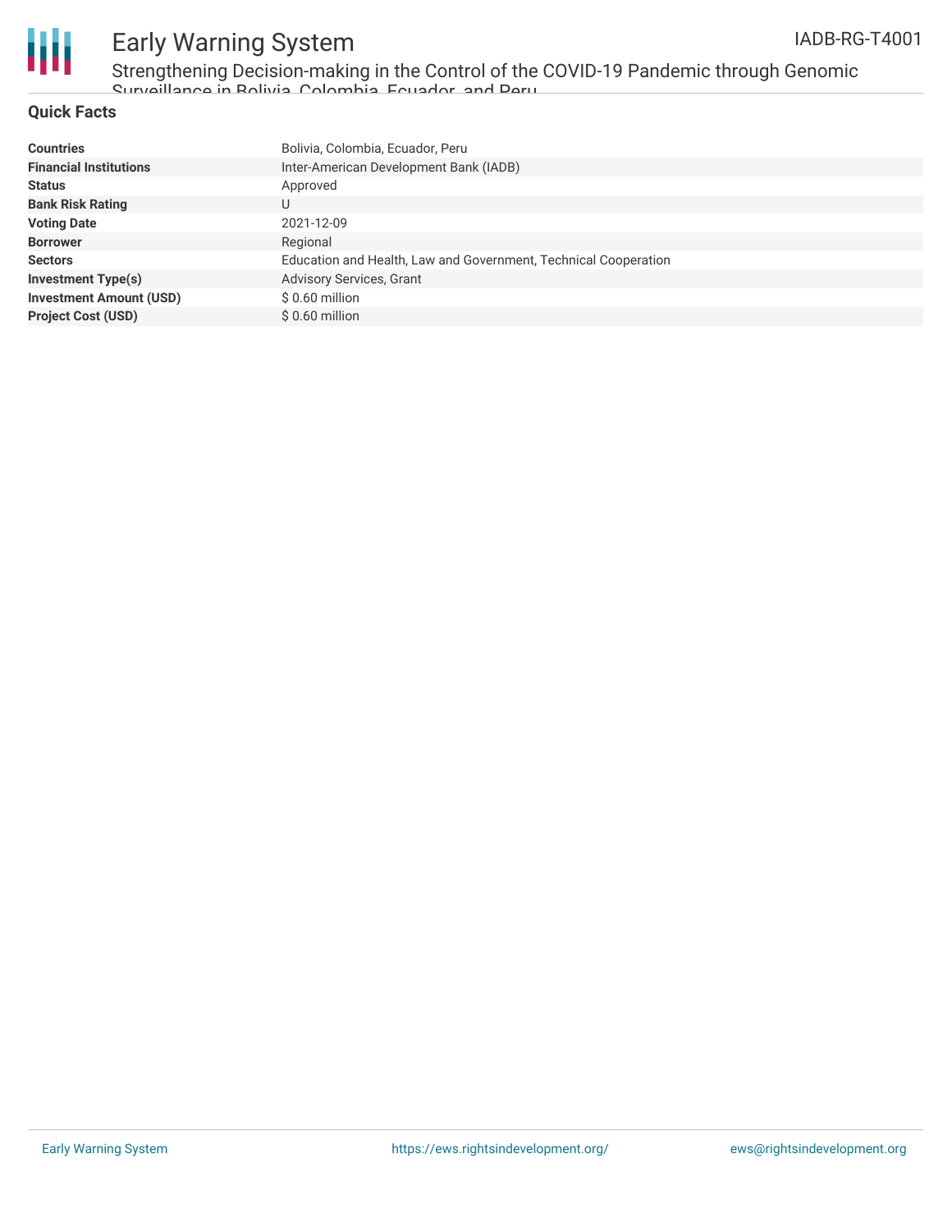## Quick Facts

| | |
|---|---|
| **Countries** | Bolivia, Colombia, Ecuador, Peru |
| **Financial Institutions** | Inter-American Development Bank (IADB) |
| **Status** | Approved |
| **Bank Risk Rating** | U |
| **Voting Date** | 2021-12-09 |
| **Borrower** | Regional |
| **Sectors** | Education and Health, Law and Government, Technical Cooperation |
| **Investment Type(s)** | Advisory Services, Grant |
| **Investment Amount (USD)** | $ 0.60 million |
| **Project Cost (USD)** | $ 0.60 million |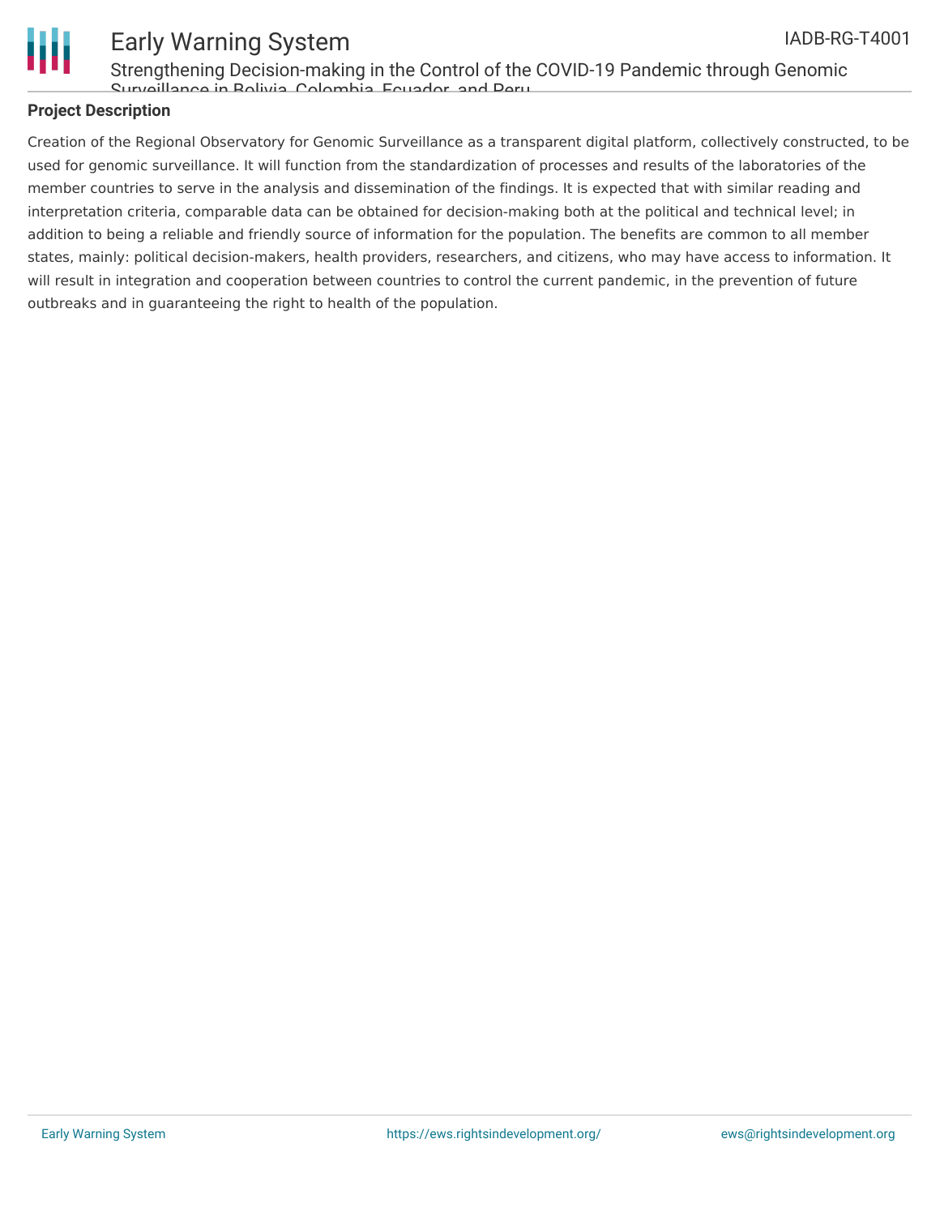## Project Description

Creation of the Regional Observatory for Genomic Surveillance as a transparent digital platform, collectively constructed, to be used for genomic surveillance. It will function from the standardization of processes and results of the laboratories of the member countries to serve in the analysis and dissemination of the findings. It is expected that with similar reading and interpretation criteria, comparable data can be obtained for decision-making both at the political and technical level; in addition to being a reliable and friendly source of information for the population. The benefits are common to all member states, mainly: political decision-makers, health providers, researchers, and citizens, who may have access to information. It will result in integration and cooperation between countries to control the current pandemic, in the prevention of future outbreaks and in guaranteeing the right to health of the population.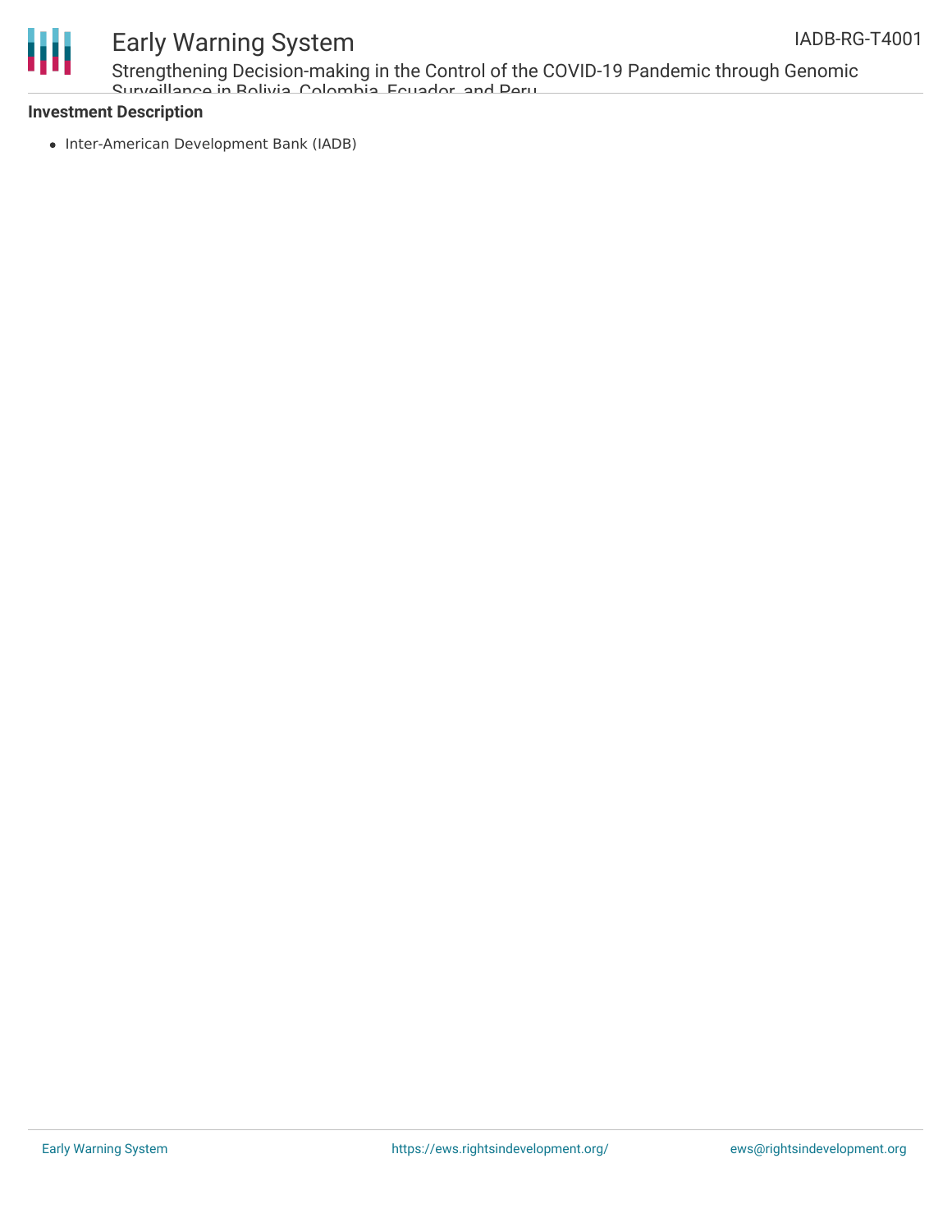**Investment Description**

- Inter-American Development Bank (IADB)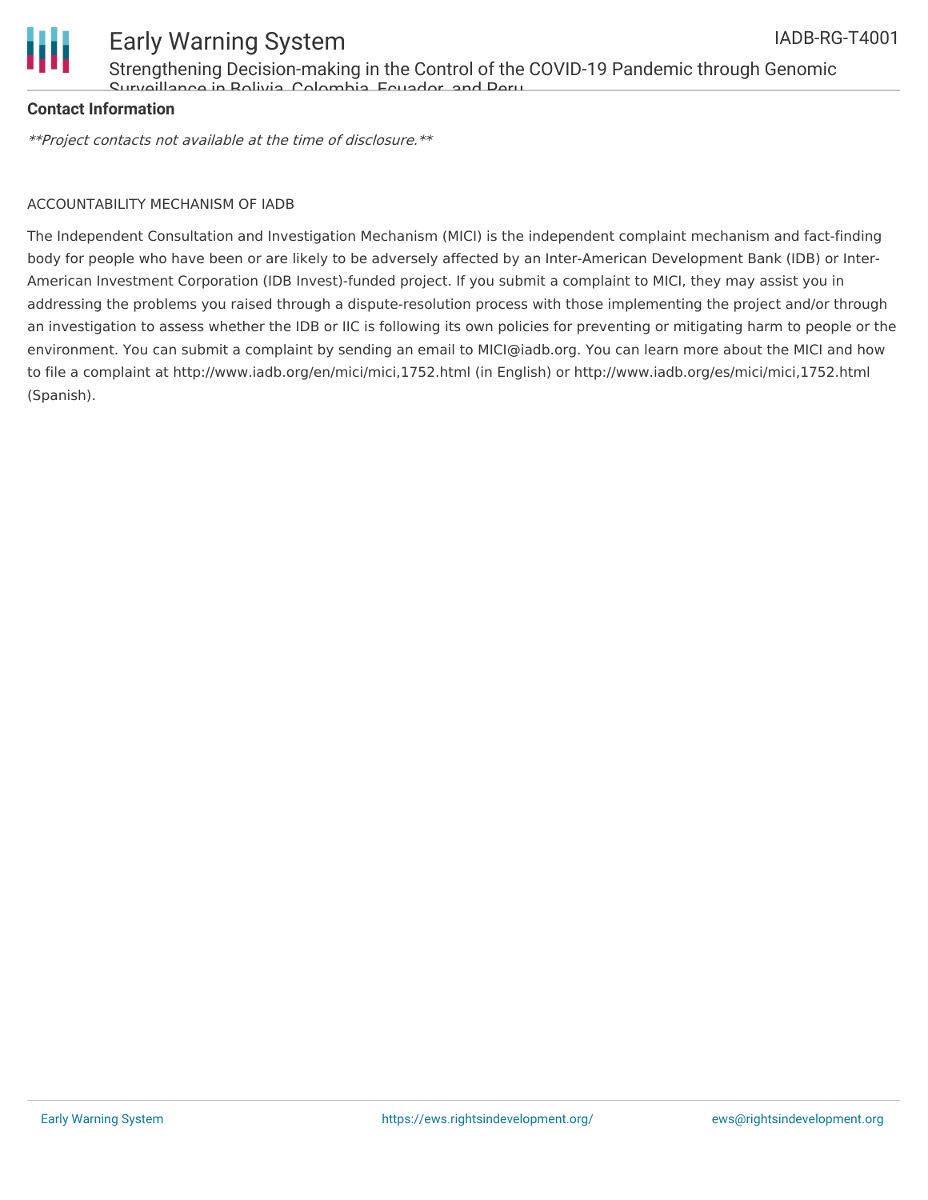**Contact Information**

*\*\*Project contacts not available at the time of disclosure.\*\**

ACCOUNTABILITY MECHANISM OF IADB

The Independent Consultation and Investigation Mechanism (MICI) is the independent complaint mechanism and fact-finding body for people who have been or are likely to be adversely affected by an Inter-American Development Bank (IDB) or Inter-American Investment Corporation (IDB Invest)-funded project. If you submit a complaint to MICI, they may assist you in addressing the problems you raised through a dispute-resolution process with those implementing the project and/or through an investigation to assess whether the IDB or IIC is following its own policies for preventing or mitigating harm to people or the environment. You can submit a complaint by sending an email to MICI@iadb.org. You can learn more about the MICI and how to file a complaint at http://www.iadb.org/en/mici/mici,1752.html (in English) or http://www.iadb.org/es/mici/mici,1752.html (Spanish).